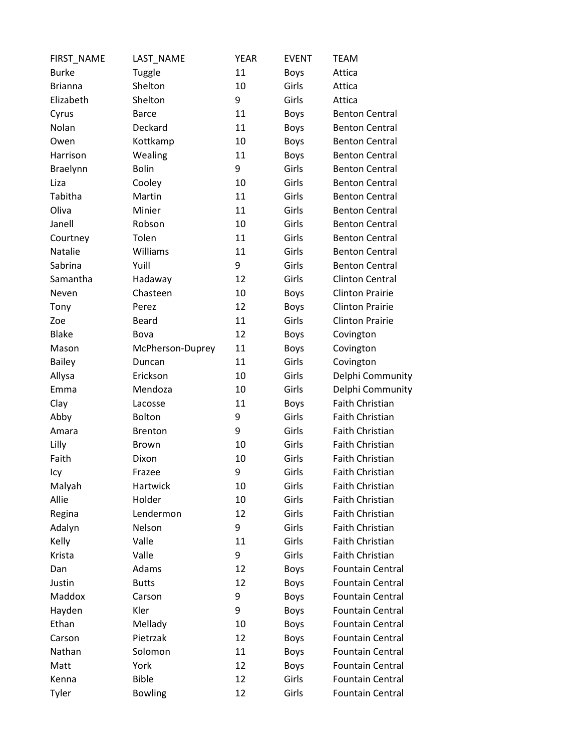| FIRST_NAME | LAST_NAME | YEAR | EVENT | TEAM |
|---|---|---|---|---|
| Burke | Tuggle | 11 | Boys | Attica |
| Brianna | Shelton | 10 | Girls | Attica |
| Elizabeth | Shelton | 9 | Girls | Attica |
| Cyrus | Barce | 11 | Boys | Benton Central |
| Nolan | Deckard | 11 | Boys | Benton Central |
| Owen | Kottkamp | 10 | Boys | Benton Central |
| Harrison | Wealing | 11 | Boys | Benton Central |
| Braelynn | Bolin | 9 | Girls | Benton Central |
| Liza | Cooley | 10 | Girls | Benton Central |
| Tabitha | Martin | 11 | Girls | Benton Central |
| Oliva | Minier | 11 | Girls | Benton Central |
| Janell | Robson | 10 | Girls | Benton Central |
| Courtney | Tolen | 11 | Girls | Benton Central |
| Natalie | Williams | 11 | Girls | Benton Central |
| Sabrina | Yuill | 9 | Girls | Benton Central |
| Samantha | Hadaway | 12 | Girls | Clinton Central |
| Neven | Chasteen | 10 | Boys | Clinton Prairie |
| Tony | Perez | 12 | Boys | Clinton Prairie |
| Zoe | Beard | 11 | Girls | Clinton Prairie |
| Blake | Bova | 12 | Boys | Covington |
| Mason | McPherson-Duprey | 11 | Boys | Covington |
| Bailey | Duncan | 11 | Girls | Covington |
| Allysa | Erickson | 10 | Girls | Delphi Community |
| Emma | Mendoza | 10 | Girls | Delphi Community |
| Clay | Lacosse | 11 | Boys | Faith Christian |
| Abby | Bolton | 9 | Girls | Faith Christian |
| Amara | Brenton | 9 | Girls | Faith Christian |
| Lilly | Brown | 10 | Girls | Faith Christian |
| Faith | Dixon | 10 | Girls | Faith Christian |
| Icy | Frazee | 9 | Girls | Faith Christian |
| Malyah | Hartwick | 10 | Girls | Faith Christian |
| Allie | Holder | 10 | Girls | Faith Christian |
| Regina | Lendermon | 12 | Girls | Faith Christian |
| Adalyn | Nelson | 9 | Girls | Faith Christian |
| Kelly | Valle | 11 | Girls | Faith Christian |
| Krista | Valle | 9 | Girls | Faith Christian |
| Dan | Adams | 12 | Boys | Fountain Central |
| Justin | Butts | 12 | Boys | Fountain Central |
| Maddox | Carson | 9 | Boys | Fountain Central |
| Hayden | Kler | 9 | Boys | Fountain Central |
| Ethan | Mellady | 10 | Boys | Fountain Central |
| Carson | Pietrzak | 12 | Boys | Fountain Central |
| Nathan | Solomon | 11 | Boys | Fountain Central |
| Matt | York | 12 | Boys | Fountain Central |
| Kenna | Bible | 12 | Girls | Fountain Central |
| Tyler | Bowling | 12 | Girls | Fountain Central |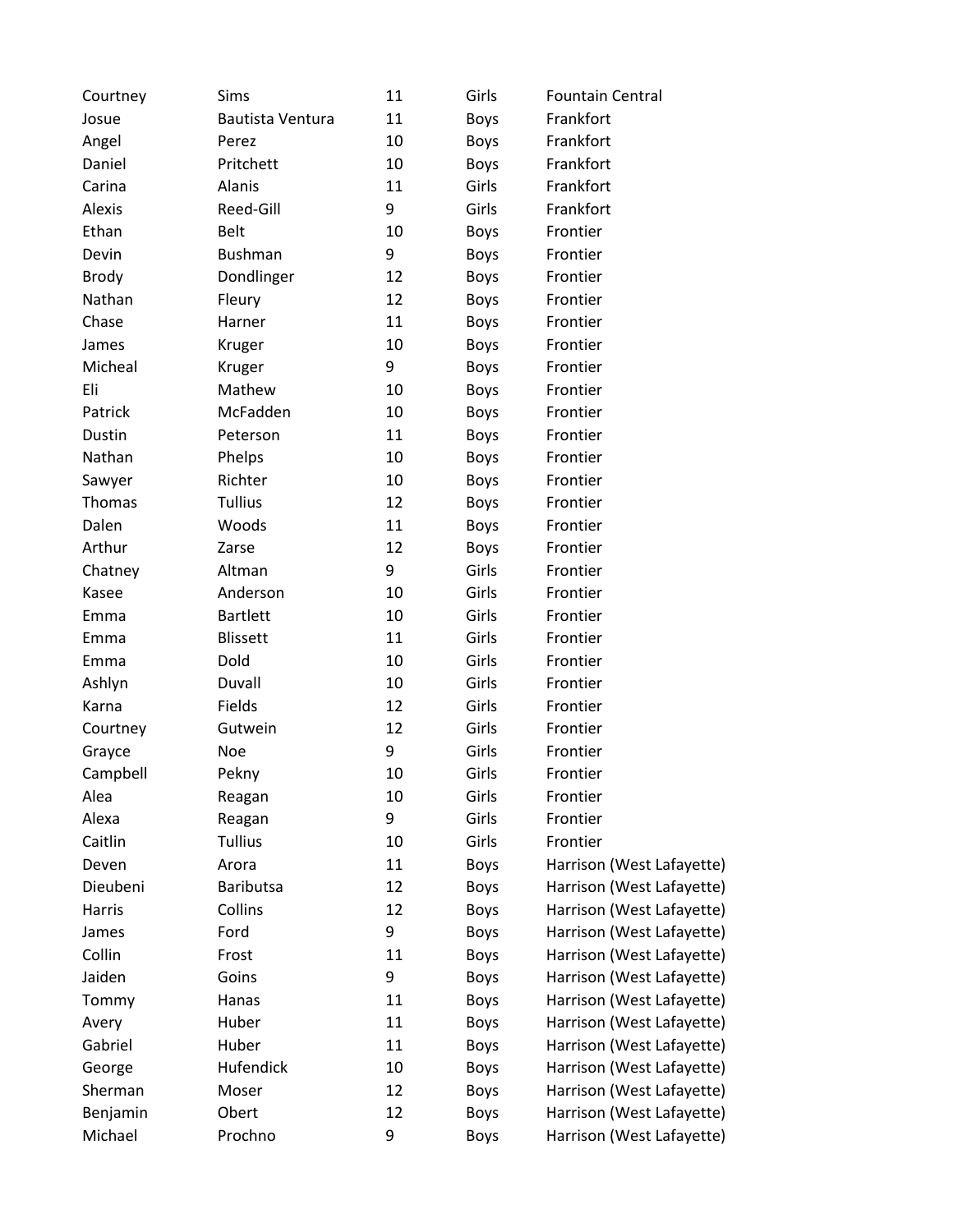| | | | | |
|---|---|---|---|---|
| Courtney | Sims | 11 | Girls | Fountain Central |
| Josue | Bautista Ventura | 11 | Boys | Frankfort |
| Angel | Perez | 10 | Boys | Frankfort |
| Daniel | Pritchett | 10 | Boys | Frankfort |
| Carina | Alanis | 11 | Girls | Frankfort |
| Alexis | Reed-Gill | 9 | Girls | Frankfort |
| Ethan | Belt | 10 | Boys | Frontier |
| Devin | Bushman | 9 | Boys | Frontier |
| Brody | Dondlinger | 12 | Boys | Frontier |
| Nathan | Fleury | 12 | Boys | Frontier |
| Chase | Harner | 11 | Boys | Frontier |
| James | Kruger | 10 | Boys | Frontier |
| Micheal | Kruger | 9 | Boys | Frontier |
| Eli | Mathew | 10 | Boys | Frontier |
| Patrick | McFadden | 10 | Boys | Frontier |
| Dustin | Peterson | 11 | Boys | Frontier |
| Nathan | Phelps | 10 | Boys | Frontier |
| Sawyer | Richter | 10 | Boys | Frontier |
| Thomas | Tullius | 12 | Boys | Frontier |
| Dalen | Woods | 11 | Boys | Frontier |
| Arthur | Zarse | 12 | Boys | Frontier |
| Chatney | Altman | 9 | Girls | Frontier |
| Kasee | Anderson | 10 | Girls | Frontier |
| Emma | Bartlett | 10 | Girls | Frontier |
| Emma | Blissett | 11 | Girls | Frontier |
| Emma | Dold | 10 | Girls | Frontier |
| Ashlyn | Duvall | 10 | Girls | Frontier |
| Karna | Fields | 12 | Girls | Frontier |
| Courtney | Gutwein | 12 | Girls | Frontier |
| Grayce | Noe | 9 | Girls | Frontier |
| Campbell | Pekny | 10 | Girls | Frontier |
| Alea | Reagan | 10 | Girls | Frontier |
| Alexa | Reagan | 9 | Girls | Frontier |
| Caitlin | Tullius | 10 | Girls | Frontier |
| Deven | Arora | 11 | Boys | Harrison (West Lafayette) |
| Dieubeni | Baributsa | 12 | Boys | Harrison (West Lafayette) |
| Harris | Collins | 12 | Boys | Harrison (West Lafayette) |
| James | Ford | 9 | Boys | Harrison (West Lafayette) |
| Collin | Frost | 11 | Boys | Harrison (West Lafayette) |
| Jaiden | Goins | 9 | Boys | Harrison (West Lafayette) |
| Tommy | Hanas | 11 | Boys | Harrison (West Lafayette) |
| Avery | Huber | 11 | Boys | Harrison (West Lafayette) |
| Gabriel | Huber | 11 | Boys | Harrison (West Lafayette) |
| George | Hufendick | 10 | Boys | Harrison (West Lafayette) |
| Sherman | Moser | 12 | Boys | Harrison (West Lafayette) |
| Benjamin | Obert | 12 | Boys | Harrison (West Lafayette) |
| Michael | Prochno | 9 | Boys | Harrison (West Lafayette) |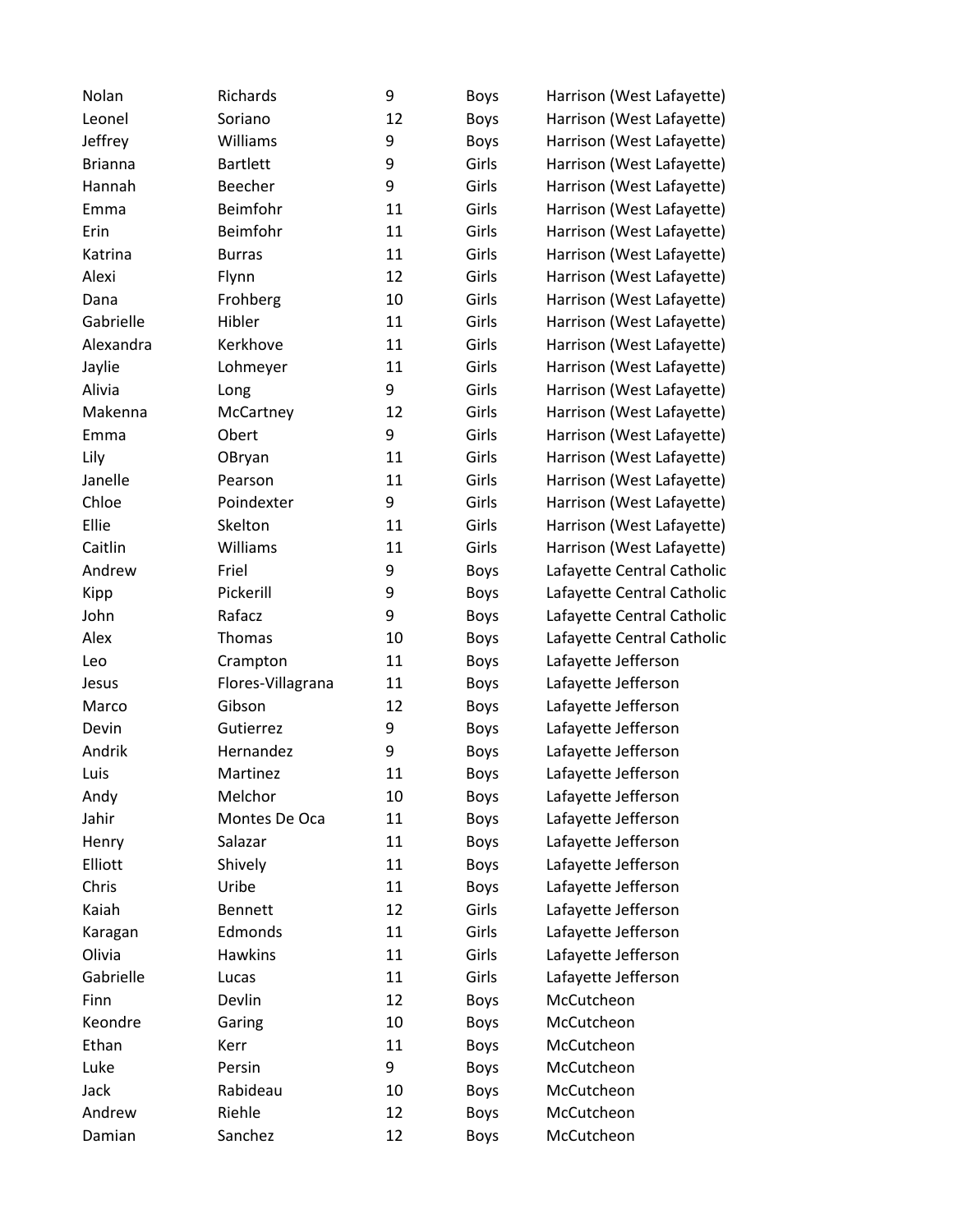| | | | | |
|---|---|---|---|---|
| Nolan | Richards | 9 | Boys | Harrison (West Lafayette) |
| Leonel | Soriano | 12 | Boys | Harrison (West Lafayette) |
| Jeffrey | Williams | 9 | Boys | Harrison (West Lafayette) |
| Brianna | Bartlett | 9 | Girls | Harrison (West Lafayette) |
| Hannah | Beecher | 9 | Girls | Harrison (West Lafayette) |
| Emma | Beimfohr | 11 | Girls | Harrison (West Lafayette) |
| Erin | Beimfohr | 11 | Girls | Harrison (West Lafayette) |
| Katrina | Burras | 11 | Girls | Harrison (West Lafayette) |
| Alexi | Flynn | 12 | Girls | Harrison (West Lafayette) |
| Dana | Frohberg | 10 | Girls | Harrison (West Lafayette) |
| Gabrielle | Hibler | 11 | Girls | Harrison (West Lafayette) |
| Alexandra | Kerkhove | 11 | Girls | Harrison (West Lafayette) |
| Jaylie | Lohmeyer | 11 | Girls | Harrison (West Lafayette) |
| Alivia | Long | 9 | Girls | Harrison (West Lafayette) |
| Makenna | McCartney | 12 | Girls | Harrison (West Lafayette) |
| Emma | Obert | 9 | Girls | Harrison (West Lafayette) |
| Lily | OBryan | 11 | Girls | Harrison (West Lafayette) |
| Janelle | Pearson | 11 | Girls | Harrison (West Lafayette) |
| Chloe | Poindexter | 9 | Girls | Harrison (West Lafayette) |
| Ellie | Skelton | 11 | Girls | Harrison (West Lafayette) |
| Caitlin | Williams | 11 | Girls | Harrison (West Lafayette) |
| Andrew | Friel | 9 | Boys | Lafayette Central Catholic |
| Kipp | Pickerill | 9 | Boys | Lafayette Central Catholic |
| John | Rafacz | 9 | Boys | Lafayette Central Catholic |
| Alex | Thomas | 10 | Boys | Lafayette Central Catholic |
| Leo | Crampton | 11 | Boys | Lafayette Jefferson |
| Jesus | Flores-Villagrana | 11 | Boys | Lafayette Jefferson |
| Marco | Gibson | 12 | Boys | Lafayette Jefferson |
| Devin | Gutierrez | 9 | Boys | Lafayette Jefferson |
| Andrik | Hernandez | 9 | Boys | Lafayette Jefferson |
| Luis | Martinez | 11 | Boys | Lafayette Jefferson |
| Andy | Melchor | 10 | Boys | Lafayette Jefferson |
| Jahir | Montes De Oca | 11 | Boys | Lafayette Jefferson |
| Henry | Salazar | 11 | Boys | Lafayette Jefferson |
| Elliott | Shively | 11 | Boys | Lafayette Jefferson |
| Chris | Uribe | 11 | Boys | Lafayette Jefferson |
| Kaiah | Bennett | 12 | Girls | Lafayette Jefferson |
| Karagan | Edmonds | 11 | Girls | Lafayette Jefferson |
| Olivia | Hawkins | 11 | Girls | Lafayette Jefferson |
| Gabrielle | Lucas | 11 | Girls | Lafayette Jefferson |
| Finn | Devlin | 12 | Boys | McCutcheon |
| Keondre | Garing | 10 | Boys | McCutcheon |
| Ethan | Kerr | 11 | Boys | McCutcheon |
| Luke | Persin | 9 | Boys | McCutcheon |
| Jack | Rabideau | 10 | Boys | McCutcheon |
| Andrew | Riehle | 12 | Boys | McCutcheon |
| Damian | Sanchez | 12 | Boys | McCutcheon |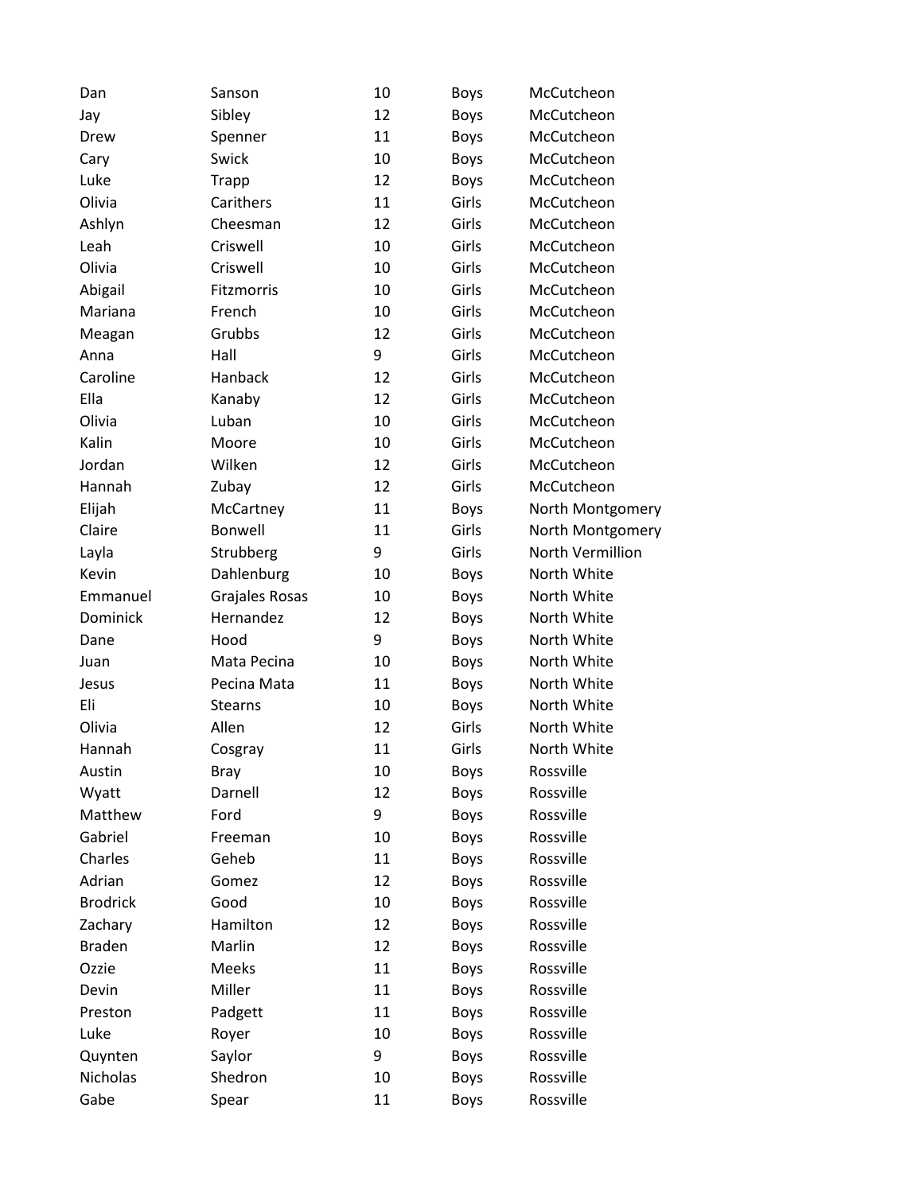| Dan | Sanson | 10 | Boys | McCutcheon |
|---|---|---|---|---|
| Jay | Sibley | 12 | Boys | McCutcheon |
| Drew | Spenner | 11 | Boys | McCutcheon |
| Cary | Swick | 10 | Boys | McCutcheon |
| Luke | Trapp | 12 | Boys | McCutcheon |
| Olivia | Carithers | 11 | Girls | McCutcheon |
| Ashlyn | Cheesman | 12 | Girls | McCutcheon |
| Leah | Criswell | 10 | Girls | McCutcheon |
| Olivia | Criswell | 10 | Girls | McCutcheon |
| Abigail | Fitzmorris | 10 | Girls | McCutcheon |
| Mariana | French | 10 | Girls | McCutcheon |
| Meagan | Grubbs | 12 | Girls | McCutcheon |
| Anna | Hall | 9 | Girls | McCutcheon |
| Caroline | Hanback | 12 | Girls | McCutcheon |
| Ella | Kanaby | 12 | Girls | McCutcheon |
| Olivia | Luban | 10 | Girls | McCutcheon |
| Kalin | Moore | 10 | Girls | McCutcheon |
| Jordan | Wilken | 12 | Girls | McCutcheon |
| Hannah | Zubay | 12 | Girls | McCutcheon |
| Elijah | McCartney | 11 | Boys | North Montgomery |
| Claire | Bonwell | 11 | Girls | North Montgomery |
| Layla | Strubberg | 9 | Girls | North Vermillion |
| Kevin | Dahlenburg | 10 | Boys | North White |
| Emmanuel | Grajales Rosas | 10 | Boys | North White |
| Dominick | Hernandez | 12 | Boys | North White |
| Dane | Hood | 9 | Boys | North White |
| Juan | Mata Pecina | 10 | Boys | North White |
| Jesus | Pecina Mata | 11 | Boys | North White |
| Eli | Stearns | 10 | Boys | North White |
| Olivia | Allen | 12 | Girls | North White |
| Hannah | Cosgray | 11 | Girls | North White |
| Austin | Bray | 10 | Boys | Rossville |
| Wyatt | Darnell | 12 | Boys | Rossville |
| Matthew | Ford | 9 | Boys | Rossville |
| Gabriel | Freeman | 10 | Boys | Rossville |
| Charles | Geheb | 11 | Boys | Rossville |
| Adrian | Gomez | 12 | Boys | Rossville |
| Brodrick | Good | 10 | Boys | Rossville |
| Zachary | Hamilton | 12 | Boys | Rossville |
| Braden | Marlin | 12 | Boys | Rossville |
| Ozzie | Meeks | 11 | Boys | Rossville |
| Devin | Miller | 11 | Boys | Rossville |
| Preston | Padgett | 11 | Boys | Rossville |
| Luke | Royer | 10 | Boys | Rossville |
| Quynten | Saylor | 9 | Boys | Rossville |
| Nicholas | Shedron | 10 | Boys | Rossville |
| Gabe | Spear | 11 | Boys | Rossville |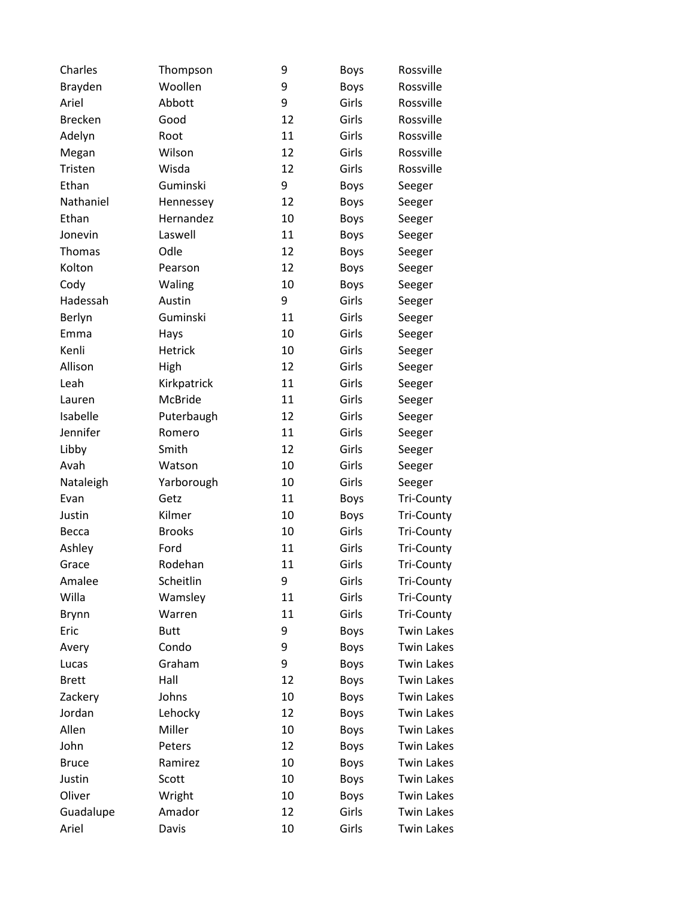| | | | | |
|---|---|---|---|---|
| Charles | Thompson | 9 | Boys | Rossville |
| Brayden | Woollen | 9 | Boys | Rossville |
| Ariel | Abbott | 9 | Girls | Rossville |
| Brecken | Good | 12 | Girls | Rossville |
| Adelyn | Root | 11 | Girls | Rossville |
| Megan | Wilson | 12 | Girls | Rossville |
| Tristen | Wisda | 12 | Girls | Rossville |
| Ethan | Guminski | 9 | Boys | Seeger |
| Nathaniel | Hennessey | 12 | Boys | Seeger |
| Ethan | Hernandez | 10 | Boys | Seeger |
| Jonevin | Laswell | 11 | Boys | Seeger |
| Thomas | Odle | 12 | Boys | Seeger |
| Kolton | Pearson | 12 | Boys | Seeger |
| Cody | Waling | 10 | Boys | Seeger |
| Hadessah | Austin | 9 | Girls | Seeger |
| Berlyn | Guminski | 11 | Girls | Seeger |
| Emma | Hays | 10 | Girls | Seeger |
| Kenli | Hetrick | 10 | Girls | Seeger |
| Allison | High | 12 | Girls | Seeger |
| Leah | Kirkpatrick | 11 | Girls | Seeger |
| Lauren | McBride | 11 | Girls | Seeger |
| Isabelle | Puterbaugh | 12 | Girls | Seeger |
| Jennifer | Romero | 11 | Girls | Seeger |
| Libby | Smith | 12 | Girls | Seeger |
| Avah | Watson | 10 | Girls | Seeger |
| Nataleigh | Yarborough | 10 | Girls | Seeger |
| Evan | Getz | 11 | Boys | Tri-County |
| Justin | Kilmer | 10 | Boys | Tri-County |
| Becca | Brooks | 10 | Girls | Tri-County |
| Ashley | Ford | 11 | Girls | Tri-County |
| Grace | Rodehan | 11 | Girls | Tri-County |
| Amalee | Scheitlin | 9 | Girls | Tri-County |
| Willa | Wamsley | 11 | Girls | Tri-County |
| Brynn | Warren | 11 | Girls | Tri-County |
| Eric | Butt | 9 | Boys | Twin Lakes |
| Avery | Condo | 9 | Boys | Twin Lakes |
| Lucas | Graham | 9 | Boys | Twin Lakes |
| Brett | Hall | 12 | Boys | Twin Lakes |
| Zackery | Johns | 10 | Boys | Twin Lakes |
| Jordan | Lehocky | 12 | Boys | Twin Lakes |
| Allen | Miller | 10 | Boys | Twin Lakes |
| John | Peters | 12 | Boys | Twin Lakes |
| Bruce | Ramirez | 10 | Boys | Twin Lakes |
| Justin | Scott | 10 | Boys | Twin Lakes |
| Oliver | Wright | 10 | Boys | Twin Lakes |
| Guadalupe | Amador | 12 | Girls | Twin Lakes |
| Ariel | Davis | 10 | Girls | Twin Lakes |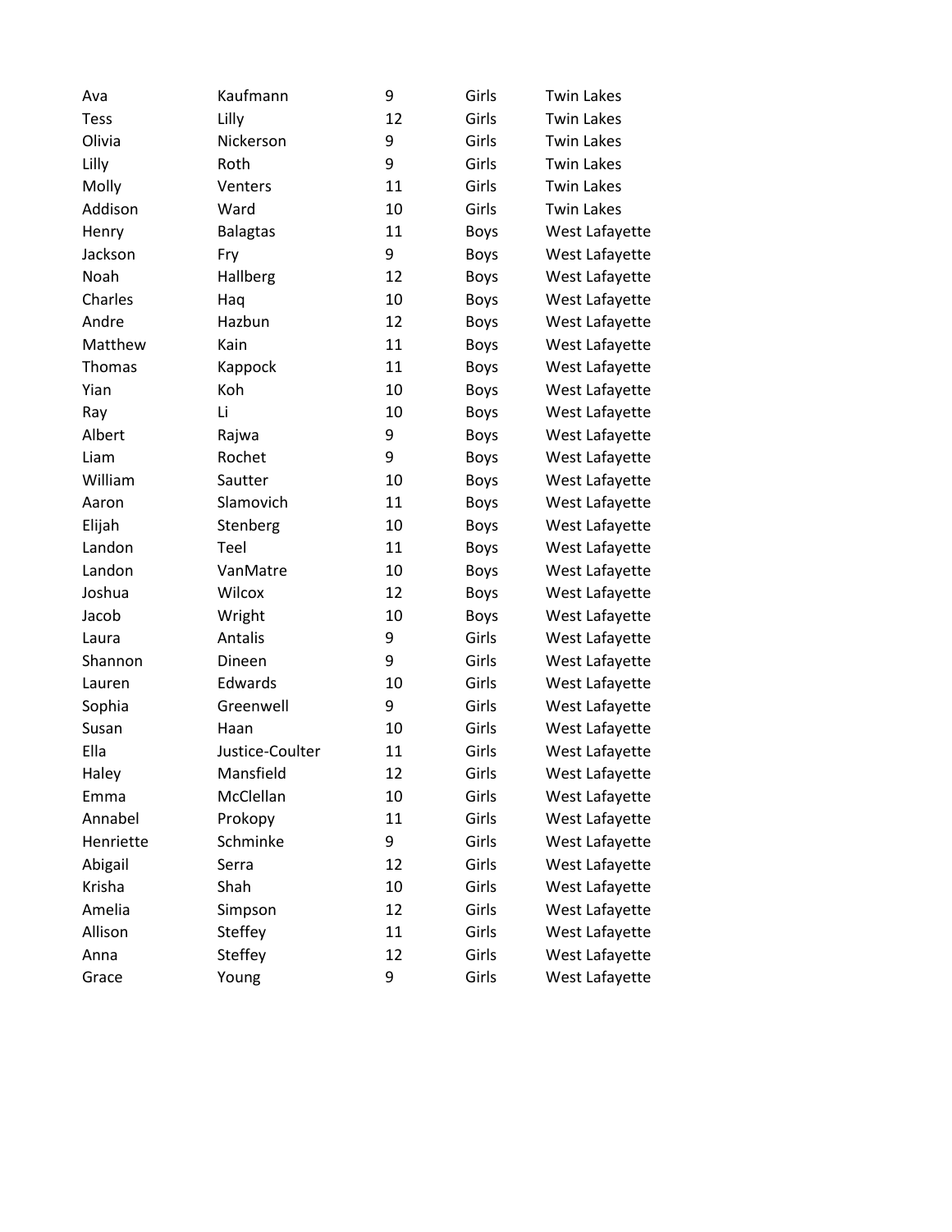| | | | | |
|---|---|---|---|---|
| Ava | Kaufmann | 9 | Girls | Twin Lakes |
| Tess | Lilly | 12 | Girls | Twin Lakes |
| Olivia | Nickerson | 9 | Girls | Twin Lakes |
| Lilly | Roth | 9 | Girls | Twin Lakes |
| Molly | Venters | 11 | Girls | Twin Lakes |
| Addison | Ward | 10 | Girls | Twin Lakes |
| Henry | Balagtas | 11 | Boys | West Lafayette |
| Jackson | Fry | 9 | Boys | West Lafayette |
| Noah | Hallberg | 12 | Boys | West Lafayette |
| Charles | Haq | 10 | Boys | West Lafayette |
| Andre | Hazbun | 12 | Boys | West Lafayette |
| Matthew | Kain | 11 | Boys | West Lafayette |
| Thomas | Kappock | 11 | Boys | West Lafayette |
| Yian | Koh | 10 | Boys | West Lafayette |
| Ray | Li | 10 | Boys | West Lafayette |
| Albert | Rajwa | 9 | Boys | West Lafayette |
| Liam | Rochet | 9 | Boys | West Lafayette |
| William | Sautter | 10 | Boys | West Lafayette |
| Aaron | Slamovich | 11 | Boys | West Lafayette |
| Elijah | Stenberg | 10 | Boys | West Lafayette |
| Landon | Teel | 11 | Boys | West Lafayette |
| Landon | VanMatre | 10 | Boys | West Lafayette |
| Joshua | Wilcox | 12 | Boys | West Lafayette |
| Jacob | Wright | 10 | Boys | West Lafayette |
| Laura | Antalis | 9 | Girls | West Lafayette |
| Shannon | Dineen | 9 | Girls | West Lafayette |
| Lauren | Edwards | 10 | Girls | West Lafayette |
| Sophia | Greenwell | 9 | Girls | West Lafayette |
| Susan | Haan | 10 | Girls | West Lafayette |
| Ella | Justice-Coulter | 11 | Girls | West Lafayette |
| Haley | Mansfield | 12 | Girls | West Lafayette |
| Emma | McClellan | 10 | Girls | West Lafayette |
| Annabel | Prokopy | 11 | Girls | West Lafayette |
| Henriette | Schminke | 9 | Girls | West Lafayette |
| Abigail | Serra | 12 | Girls | West Lafayette |
| Krisha | Shah | 10 | Girls | West Lafayette |
| Amelia | Simpson | 12 | Girls | West Lafayette |
| Allison | Steffey | 11 | Girls | West Lafayette |
| Anna | Steffey | 12 | Girls | West Lafayette |
| Grace | Young | 9 | Girls | West Lafayette |